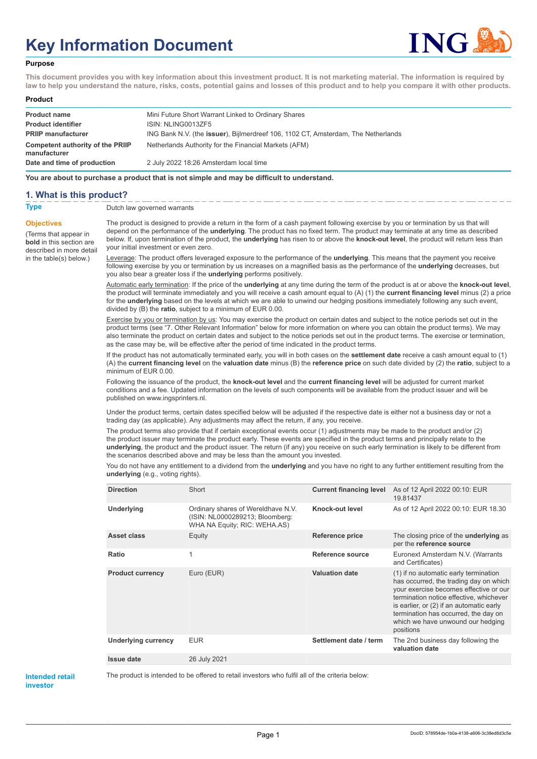# Key Information Document

## Purpose

**This document provides you with key information about this investment product. It is not marketing material. The information is required by law to help you understand the nature, risks, costs, potential gains and losses of this product and to help you compare it with other products.**

## Product

| | |
|---|---|
| **Product name** | Mini Future Short Warrant Linked to Ordinary Shares |
| **Product identifier** | ISIN: NLING0013ZF5 |
| **PRIIP manufacturer** | ING Bank N.V. (the **issuer**), Bijlmerdreef 106, 1102 CT, Amsterdam, The Netherlands |
| **Competent authority of the PRIIP manufacturer** | Netherlands Authority for the Financial Markets (AFM) |
| **Date and time of production** | 2 July 2022 18:26 Amsterdam local time |

**You are about to purchase a product that is not simple and may be difficult to understand.**

## 1. What is this product?

**Type**

Dutch law governed warrants

**Objectives**

(Terms that appear in **bold** in this section are described in more detail in the table(s) below.)

The product is designed to provide a return in the form of a cash payment following exercise by you or termination by us that will depend on the performance of the **underlying**. The product has no fixed term. The product may terminate at any time as described below. If, upon termination of the product, the **underlying** has risen to or above the **knock-out level**, the product will return less than your initial investment or even zero.

Leverage: The product offers leveraged exposure to the performance of the **underlying**. This means that the payment you receive following exercise by you or termination by us increases on a magnified basis as the performance of the **underlying** decreases, but you also bear a greater loss if the **underlying** performs positively.

Automatic early termination: If the price of the **underlying** at any time during the term of the product is at or above the **knock-out level**, the product will terminate immediately and you will receive a cash amount equal to (A) (1) the **current financing level** minus (2) a price for the **underlying** based on the levels at which we are able to unwind our hedging positions immediately following any such event, divided by (B) the **ratio**, subject to a minimum of EUR 0.00.

Exercise by you or termination by us: You may exercise the product on certain dates and subject to the notice periods set out in the product terms (see "7. Other Relevant Information" below for more information on where you can obtain the product terms). We may also terminate the product on certain dates and subject to the notice periods set out in the product terms. The exercise or termination, as the case may be, will be effective after the period of time indicated in the product terms.

If the product has not automatically terminated early, you will in both cases on the **settlement date** receive a cash amount equal to (1) (A) the **current financing level** on the **valuation date** minus (B) the **reference price** on such date divided by (2) the **ratio**, subject to a minimum of EUR 0.00.

Following the issuance of the product, the **knock-out level** and the **current financing level** will be adjusted for current market conditions and a fee. Updated information on the levels of such components will be available from the product issuer and will be published on www.ingsprinters.nl.

Under the product terms, certain dates specified below will be adjusted if the respective date is either not a business day or not a trading day (as applicable). Any adjustments may affect the return, if any, you receive.

The product terms also provide that if certain exceptional events occur (1) adjustments may be made to the product and/or (2) the product issuer may terminate the product early. These events are specified in the product terms and principally relate to the **underlying**, the product and the product issuer. The return (if any) you receive on such early termination is likely to be different from the scenarios described above and may be less than the amount you invested.

You do not have any entitlement to a dividend from the **underlying** and you have no right to any further entitlement resulting from the **underlying** (e.g., voting rights).

| | | | |
|---|---|---|---|
| **Direction** | Short | **Current financing level** | As of 12 April 2022 00:10: EUR 19.81437 |
| **Underlying** | Ordinary shares of Wereldhave N.V. (ISIN: NL0000289213; Bloomberg: WHA NA Equity; RIC: WEHA.AS) | **Knock-out level** | As of 12 April 2022 00:10: EUR 18.30 |
| **Asset class** | Equity | **Reference price** | The closing price of the **underlying** as per the **reference source** |
| **Ratio** | 1 | **Reference source** | Euronext Amsterdam N.V. (Warrants and Certificates) |
| **Product currency** | Euro (EUR) | **Valuation date** | (1) if no automatic early termination has occurred, the trading day on which your exercise becomes effective or our termination notice effective, whichever is earlier, or (2) if an automatic early termination has occurred, the day on which we have unwound our hedging positions |
| **Underlying currency** | EUR | **Settlement date / term** | The 2nd business day following the **valuation date** |
| **Issue date** | 26 July 2021 | | |

**Intended retail investor**

The product is intended to be offered to retail investors who fulfil all of the criteria below: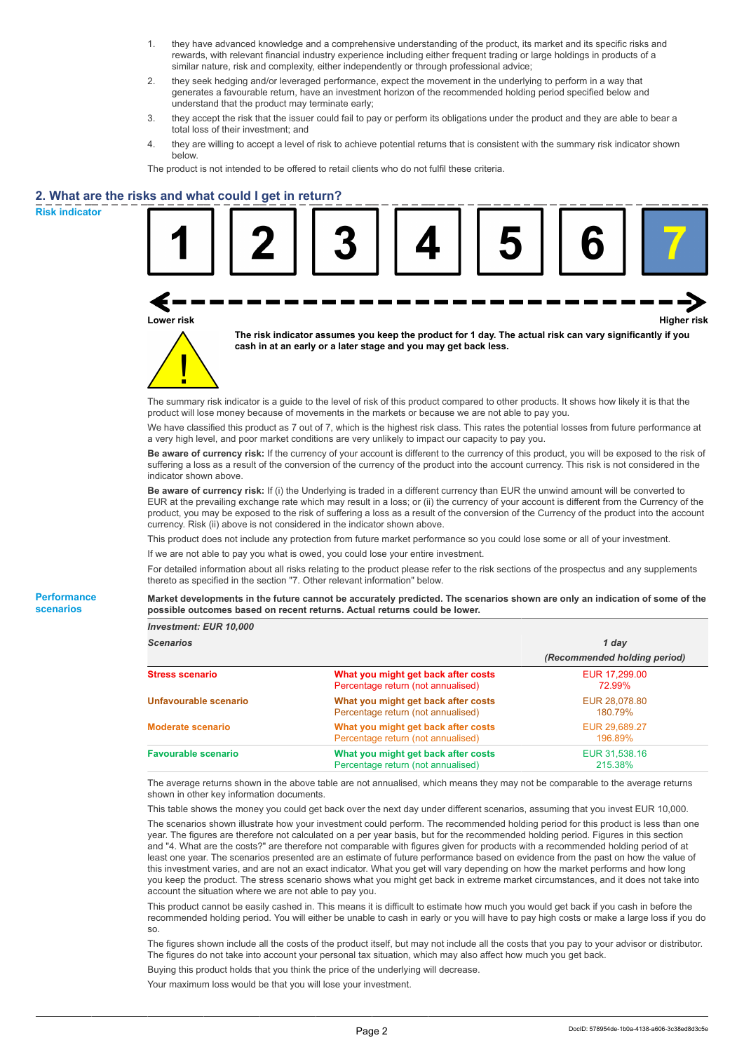1. they have advanced knowledge and a comprehensive understanding of the product, its market and its specific risks and rewards, with relevant financial industry experience including either frequent trading or large holdings in products of a similar nature, risk and complexity, either independently or through professional advice;
2. they seek hedging and/or leveraged performance, expect the movement in the underlying to perform in a way that generates a favourable return, have an investment horizon of the recommended holding period specified below and understand that the product may terminate early;
3. they accept the risk that the issuer could fail to pay or perform its obligations under the product and they are able to bear a total loss of their investment; and
4. they are willing to accept a level of risk to achieve potential returns that is consistent with the summary risk indicator shown below.

The product is not intended to be offered to retail clients who do not fulfil these criteria.

## 2. What are the risks and what could I get in return?

### Risk indicator

| 1 | 2 | 3 | 4 | 5 | 6 | **7** |
|---|---|---|---|---|---|---|

Lower risk ← → Higher risk

**The risk indicator assumes you keep the product for 1 day. The actual risk can vary significantly if you cash in at an early or a later stage and you may get back less.**

The summary risk indicator is a guide to the level of risk of this product compared to other products. It shows how likely it is that the product will lose money because of movements in the markets or because we are not able to pay you.

We have classified this product as 7 out of 7, which is the highest risk class. This rates the potential losses from future performance at a very high level, and poor market conditions are very unlikely to impact our capacity to pay you.

**Be aware of currency risk:** If the currency of your account is different to the currency of this product, you will be exposed to the risk of suffering a loss as a result of the conversion of the currency of the product into the account currency. This risk is not considered in the indicator shown above.

**Be aware of currency risk:** If (i) the Underlying is traded in a different currency than EUR the unwind amount will be converted to EUR at the prevailing exchange rate which may result in a loss; or (ii) the currency of your account is different from the Currency of the product, you may be exposed to the risk of suffering a loss as a result of the conversion of the Currency of the product into the account currency. Risk (ii) above is not considered in the indicator shown above.

This product does not include any protection from future market performance so you could lose some or all of your investment.

If we are not able to pay you what is owed, you could lose your entire investment.

For detailed information about all risks relating to the product please refer to the risk sections of the prospectus and any supplements thereto as specified in the section "7. Other relevant information" below.

### Performance scenarios

**Market developments in the future cannot be accurately predicted. The scenarios shown are only an indication of some of the possible outcomes based on recent returns. Actual returns could be lower.**

| *Investment: EUR 10,000* | | |
|---|---|---|
| *Scenarios* | | *1 day* *(Recommended holding period)* |
| **Stress scenario** | **What you might get back after costs** Percentage return (not annualised) | EUR 17,299.00 72.99% |
| **Unfavourable scenario** | **What you might get back after costs** Percentage return (not annualised) | EUR 28,078.80 180.79% |
| **Moderate scenario** | **What you might get back after costs** Percentage return (not annualised) | EUR 29,689.27 196.89% |
| **Favourable scenario** | **What you might get back after costs** Percentage return (not annualised) | EUR 31,538.16 215.38% |

The average returns shown in the above table are not annualised, which means they may not be comparable to the average returns shown in other key information documents.

This table shows the money you could get back over the next day under different scenarios, assuming that you invest EUR 10,000.

The scenarios shown illustrate how your investment could perform. The recommended holding period for this product is less than one year. The figures are therefore not calculated on a per year basis, but for the recommended holding period. Figures in this section and "4. What are the costs?" are therefore not comparable with figures given for products with a recommended holding period of at least one year. The scenarios presented are an estimate of future performance based on evidence from the past on how the value of this investment varies, and are not an exact indicator. What you get will vary depending on how the market performs and how long you keep the product. The stress scenario shows what you might get back in extreme market circumstances, and it does not take into account the situation where we are not able to pay you.

This product cannot be easily cashed in. This means it is difficult to estimate how much you would get back if you cash in before the recommended holding period. You will either be unable to cash in early or you will have to pay high costs or make a large loss if you do so.

The figures shown include all the costs of the product itself, but may not include all the costs that you pay to your advisor or distributor. The figures do not take into account your personal tax situation, which may also affect how much you get back.

Buying this product holds that you think the price of the underlying will decrease.

Your maximum loss would be that you will lose your investment.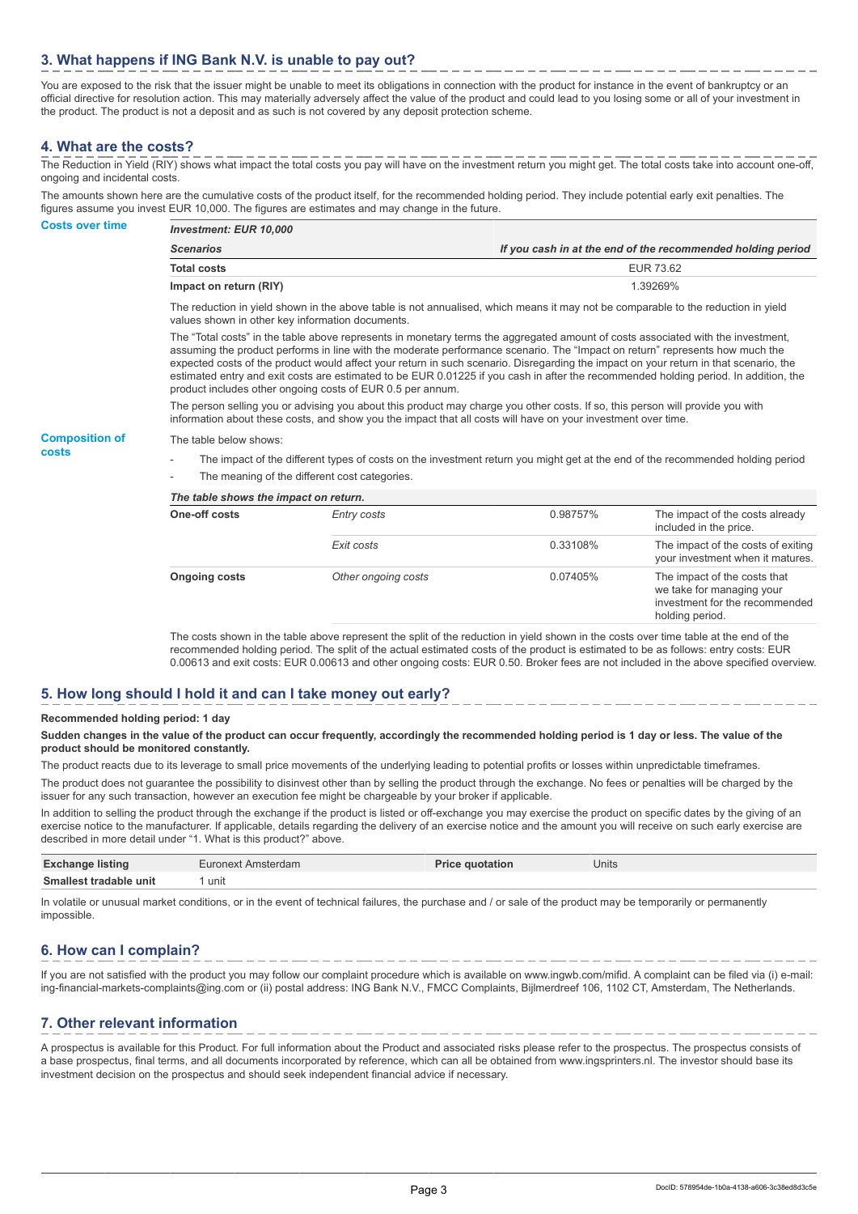## 3. What happens if ING Bank N.V. is unable to pay out?

You are exposed to the risk that the issuer might be unable to meet its obligations in connection with the product for instance in the event of bankruptcy or an official directive for resolution action. This may materially adversely affect the value of the product and could lead to you losing some or all of your investment in the product. The product is not a deposit and as such is not covered by any deposit protection scheme.

## 4. What are the costs?

The Reduction in Yield (RIY) shows what impact the total costs you pay will have on the investment return you might get. The total costs take into account one-off, ongoing and incidental costs.

The amounts shown here are the cumulative costs of the product itself, for the recommended holding period. They include potential early exit penalties. The figures assume you invest EUR 10,000. The figures are estimates and may change in the future.

**Costs over time**

| *Investment: EUR 10,000* | |
|---|---|
| ***Scenarios*** | ***If you cash in at the end of the recommended holding period*** |
| **Total costs** | EUR 73.62 |
| **Impact on return (RIY)** | 1.39269% |

The reduction in yield shown in the above table is not annualised, which means it may not be comparable to the reduction in yield values shown in other key information documents.

The "Total costs" in the table above represents in monetary terms the aggregated amount of costs associated with the investment, assuming the product performs in line with the moderate performance scenario. The "Impact on return" represents how much the expected costs of the product would affect your return in such scenario. Disregarding the impact on your return in that scenario, the estimated entry and exit costs are estimated to be EUR 0.01225 if you cash in after the recommended holding period. In addition, the product includes other ongoing costs of EUR 0.5 per annum.

The person selling you or advising you about this product may charge you other costs. If so, this person will provide you with information about these costs, and show you the impact that all costs will have on your investment over time.

**Composition of costs**

The table below shows:

- The impact of the different types of costs on the investment return you might get at the end of the recommended holding period
- The meaning of the different cost categories.

| *The table shows the impact on return.* | | | |
|---|---|---|---|
| **One-off costs** | *Entry costs* | 0.98757% | The impact of the costs already included in the price. |
| | *Exit costs* | 0.33108% | The impact of the costs of exiting your investment when it matures. |
| **Ongoing costs** | *Other ongoing costs* | 0.07405% | The impact of the costs that we take for managing your investment for the recommended holding period. |

The costs shown in the table above represent the split of the reduction in yield shown in the costs over time table at the end of the recommended holding period. The split of the actual estimated costs of the product is estimated to be as follows: entry costs: EUR 0.00613 and exit costs: EUR 0.00613 and other ongoing costs: EUR 0.50. Broker fees are not included in the above specified overview.

## 5. How long should I hold it and can I take money out early?

**Recommended holding period: 1 day**

**Sudden changes in the value of the product can occur frequently, accordingly the recommended holding period is 1 day or less. The value of the product should be monitored constantly.**

The product reacts due to its leverage to small price movements of the underlying leading to potential profits or losses within unpredictable timeframes.

The product does not guarantee the possibility to disinvest other than by selling the product through the exchange. No fees or penalties will be charged by the issuer for any such transaction, however an execution fee might be chargeable by your broker if applicable.

In addition to selling the product through the exchange if the product is listed or off-exchange you may exercise the product on specific dates by the giving of an exercise notice to the manufacturer. If applicable, details regarding the delivery of an exercise notice and the amount you will receive on such early exercise are described in more detail under "1. What is this product?" above.

| **Exchange listing** | Euronext Amsterdam | **Price quotation** | Units |
|---|---|---|---|
| **Smallest tradable unit** | 1 unit | | |

In volatile or unusual market conditions, or in the event of technical failures, the purchase and / or sale of the product may be temporarily or permanently impossible.

## 6. How can I complain?

If you are not satisfied with the product you may follow our complaint procedure which is available on www.ingwb.com/mifid. A complaint can be filed via (i) e-mail: ing-financial-markets-complaints@ing.com or (ii) postal address: ING Bank N.V., FMCC Complaints, Bijlmerdreef 106, 1102 CT, Amsterdam, The Netherlands.

## 7. Other relevant information

A prospectus is available for this Product. For full information about the Product and associated risks please refer to the prospectus. The prospectus consists of a base prospectus, final terms, and all documents incorporated by reference, which can all be obtained from www.ingsprinters.nl. The investor should base its investment decision on the prospectus and should seek independent financial advice if necessary.